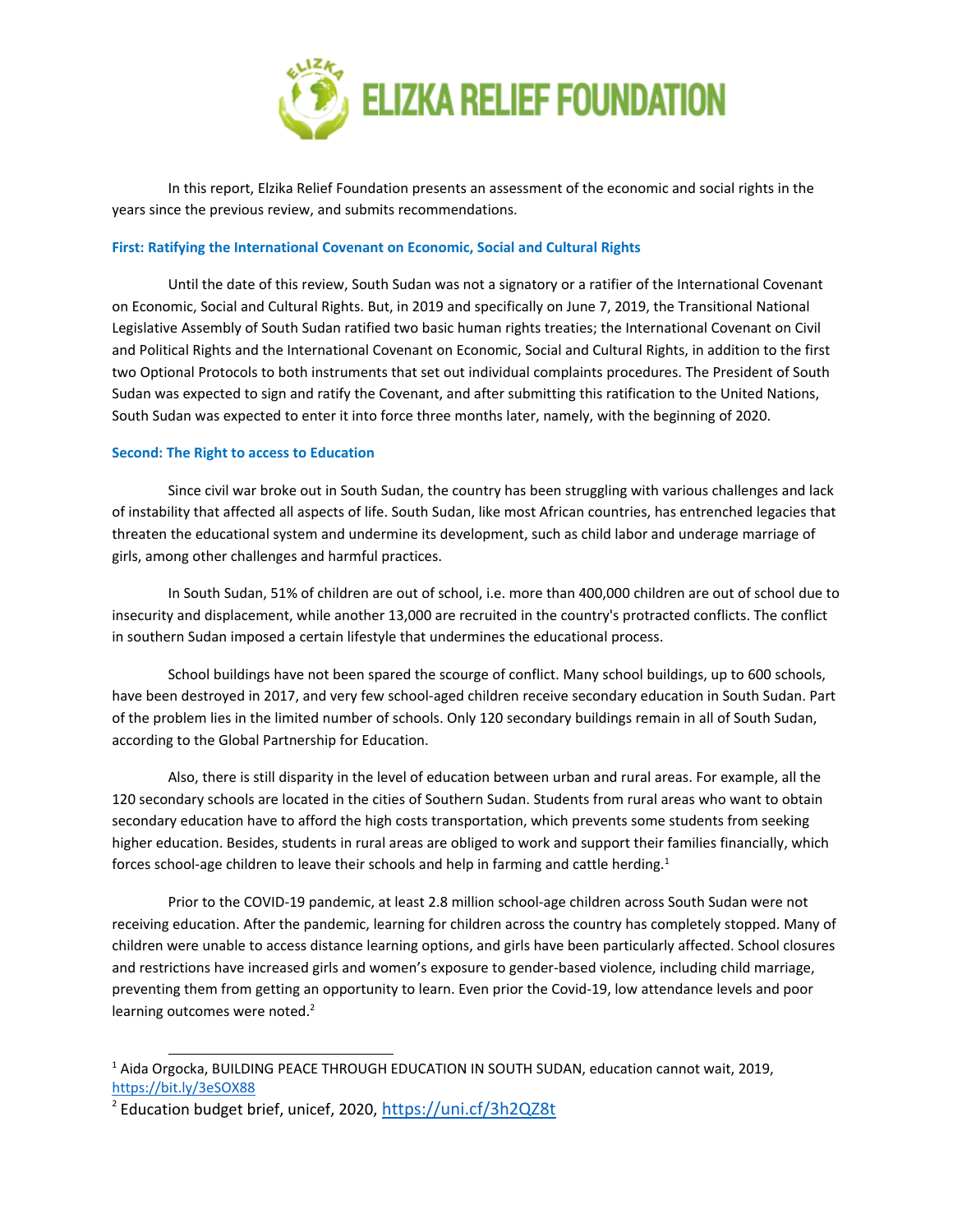# ELIZKA RELIEF FOUNDATION

In this report, Elzika Relief Foundation presents an assessment of the economic and social rights in the years since the previous review, and submits recommendations.

## First: Ratifying the International Covenant on Economic, Social and Cultural Rights

Until the date of this review, South Sudan was not a signatory or a ratifier of the International Covenant on Economic, Social and Cultural Rights. But, in 2019 and specifically on June 7, 2019, the Transitional National Legislative Assembly of South Sudan ratified two basic human rights treaties; the International Covenant on Civil and Political Rights and the International Covenant on Economic, Social and Cultural Rights, in addition to the first two Optional Protocols to both instruments that set out individual complaints procedures. The President of South Sudan was expected to sign and ratify the Covenant, and after submitting this ratification to the United Nations, South Sudan was expected to enter it into force three months later, namely, with the beginning of 2020.

## Second: The Right to access to Education

Since civil war broke out in South Sudan, the country has been struggling with various challenges and lack of instability that affected all aspects of life. South Sudan, like most African countries, has entrenched legacies that threaten the educational system and undermine its development, such as child labor and underage marriage of girls, among other challenges and harmful practices.

In South Sudan, 51% of children are out of school, i.e. more than 400,000 children are out of school due to insecurity and displacement, while another 13,000 are recruited in the country's protracted conflicts. The conflict in southern Sudan imposed a certain lifestyle that undermines the educational process.

School buildings have not been spared the scourge of conflict. Many school buildings, up to 600 schools, have been destroyed in 2017, and very few school-aged children receive secondary education in South Sudan. Part of the problem lies in the limited number of schools. Only 120 secondary buildings remain in all of South Sudan, according to the Global Partnership for Education.

Also, there is still disparity in the level of education between urban and rural areas. For example, all the 120 secondary schools are located in the cities of Southern Sudan. Students from rural areas who want to obtain secondary education have to afford the high costs transportation, which prevents some students from seeking higher education. Besides, students in rural areas are obliged to work and support their families financially, which forces school-age children to leave their schools and help in farming and cattle herding.[1]

Prior to the COVID-19 pandemic, at least 2.8 million school-age children across South Sudan were not receiving education. After the pandemic, learning for children across the country has completely stopped. Many of children were unable to access distance learning options, and girls have been particularly affected. School closures and restrictions have increased girls and women's exposure to gender-based violence, including child marriage, preventing them from getting an opportunity to learn. Even prior the Covid-19, low attendance levels and poor learning outcomes were noted.[2]

---

[1] Aida Orgocka, BUILDING PEACE THROUGH EDUCATION IN SOUTH SUDAN, education cannot wait, 2019, https://bit.ly/3eSOX88

[2] Education budget brief, unicef, 2020, https://uni.cf/3h2QZ8t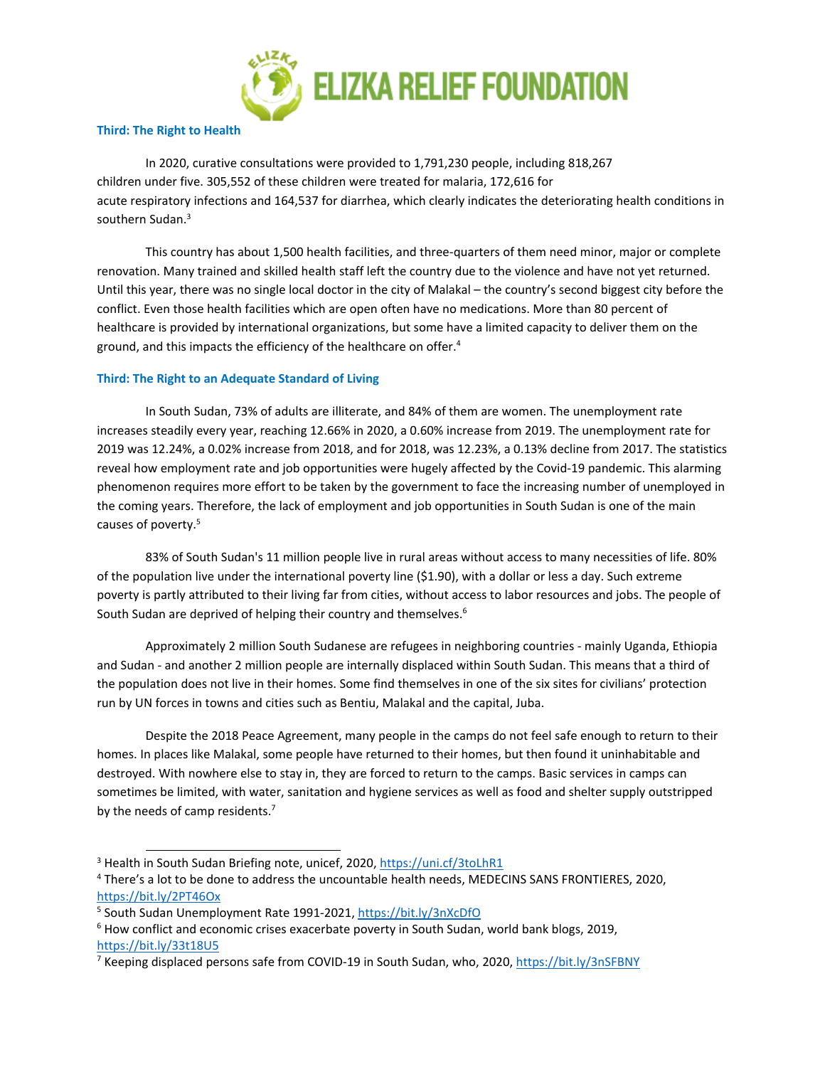### Third: The Right to Health

In 2020, curative consultations were provided to 1,791,230 people, including 818,267 children under five. 305,552 of these children were treated for malaria, 172,616 for acute respiratory infections and 164,537 for diarrhea, which clearly indicates the deteriorating health conditions in southern Sudan.[3]

This country has about 1,500 health facilities, and three-quarters of them need minor, major or complete renovation. Many trained and skilled health staff left the country due to the violence and have not yet returned. Until this year, there was no single local doctor in the city of Malakal – the country's second biggest city before the conflict. Even those health facilities which are open often have no medications. More than 80 percent of healthcare is provided by international organizations, but some have a limited capacity to deliver them on the ground, and this impacts the efficiency of the healthcare on offer.[4]

### Third: The Right to an Adequate Standard of Living

In South Sudan, 73% of adults are illiterate, and 84% of them are women. The unemployment rate increases steadily every year, reaching 12.66% in 2020, a 0.60% increase from 2019. The unemployment rate for 2019 was 12.24%, a 0.02% increase from 2018, and for 2018, was 12.23%, a 0.13% decline from 2017. The statistics reveal how employment rate and job opportunities were hugely affected by the Covid-19 pandemic. This alarming phenomenon requires more effort to be taken by the government to face the increasing number of unemployed in the coming years. Therefore, the lack of employment and job opportunities in South Sudan is one of the main causes of poverty.[5]

83% of South Sudan's 11 million people live in rural areas without access to many necessities of life. 80% of the population live under the international poverty line ($1.90), with a dollar or less a day. Such extreme poverty is partly attributed to their living far from cities, without access to labor resources and jobs. The people of South Sudan are deprived of helping their country and themselves.[6]

Approximately 2 million South Sudanese are refugees in neighboring countries - mainly Uganda, Ethiopia and Sudan - and another 2 million people are internally displaced within South Sudan. This means that a third of the population does not live in their homes. Some find themselves in one of the six sites for civilians' protection run by UN forces in towns and cities such as Bentiu, Malakal and the capital, Juba.

Despite the 2018 Peace Agreement, many people in the camps do not feel safe enough to return to their homes. In places like Malakal, some people have returned to their homes, but then found it uninhabitable and destroyed. With nowhere else to stay in, they are forced to return to the camps. Basic services in camps can sometimes be limited, with water, sanitation and hygiene services as well as food and shelter supply outstripped by the needs of camp residents.[7]

---

[3] Health in South Sudan Briefing note, unicef, 2020, https://uni.cf/3toLhR1

[4] There's a lot to be done to address the uncountable health needs, MEDECINS SANS FRONTIERES, 2020, https://bit.ly/2PT46Ox

[5] South Sudan Unemployment Rate 1991-2021, https://bit.ly/3nXcDfO

[6] How conflict and economic crises exacerbate poverty in South Sudan, world bank blogs, 2019, https://bit.ly/33t18U5

[7] Keeping displaced persons safe from COVID-19 in South Sudan, who, 2020, https://bit.ly/3nSFBNY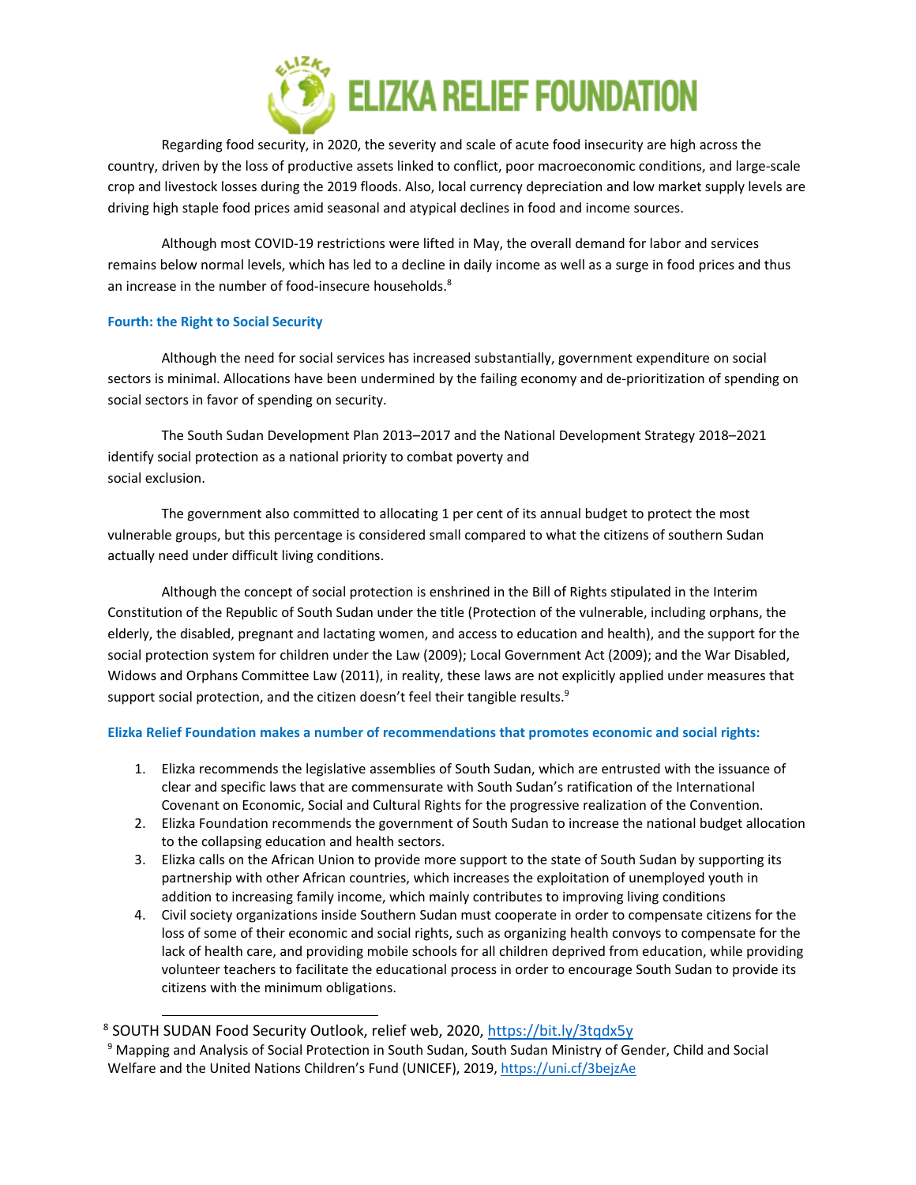Regarding food security, in 2020, the severity and scale of acute food insecurity are high across the country, driven by the loss of productive assets linked to conflict, poor macroeconomic conditions, and large-scale crop and livestock losses during the 2019 floods. Also, local currency depreciation and low market supply levels are driving high staple food prices amid seasonal and atypical declines in food and income sources.

Although most COVID-19 restrictions were lifted in May, the overall demand for labor and services remains below normal levels, which has led to a decline in daily income as well as a surge in food prices and thus an increase in the number of food-insecure households.[8]

### Fourth: the Right to Social Security

Although the need for social services has increased substantially, government expenditure on social sectors is minimal. Allocations have been undermined by the failing economy and de-prioritization of spending on social sectors in favor of spending on security.

The South Sudan Development Plan 2013–2017 and the National Development Strategy 2018–2021 identify social protection as a national priority to combat poverty and social exclusion.

The government also committed to allocating 1 per cent of its annual budget to protect the most vulnerable groups, but this percentage is considered small compared to what the citizens of southern Sudan actually need under difficult living conditions.

Although the concept of social protection is enshrined in the Bill of Rights stipulated in the Interim Constitution of the Republic of South Sudan under the title (Protection of the vulnerable, including orphans, the elderly, the disabled, pregnant and lactating women, and access to education and health), and the support for the social protection system for children under the Law (2009); Local Government Act (2009); and the War Disabled, Widows and Orphans Committee Law (2011), in reality, these laws are not explicitly applied under measures that support social protection, and the citizen doesn't feel their tangible results.[9]

### Elizka Relief Foundation makes a number of recommendations that promotes economic and social rights:

1. Elizka recommends the legislative assemblies of South Sudan, which are entrusted with the issuance of clear and specific laws that are commensurate with South Sudan's ratification of the International Covenant on Economic, Social and Cultural Rights for the progressive realization of the Convention.
2. Elizka Foundation recommends the government of South Sudan to increase the national budget allocation to the collapsing education and health sectors.
3. Elizka calls on the African Union to provide more support to the state of South Sudan by supporting its partnership with other African countries, which increases the exploitation of unemployed youth in addition to increasing family income, which mainly contributes to improving living conditions
4. Civil society organizations inside Southern Sudan must cooperate in order to compensate citizens for the loss of some of their economic and social rights, such as organizing health convoys to compensate for the lack of health care, and providing mobile schools for all children deprived from education, while providing volunteer teachers to facilitate the educational process in order to encourage South Sudan to provide its citizens with the minimum obligations.

---

[8] SOUTH SUDAN Food Security Outlook, relief web, 2020, https://bit.ly/3tqdx5y

[9] Mapping and Analysis of Social Protection in South Sudan, South Sudan Ministry of Gender, Child and Social Welfare and the United Nations Children's Fund (UNICEF), 2019, https://uni.cf/3bejzAe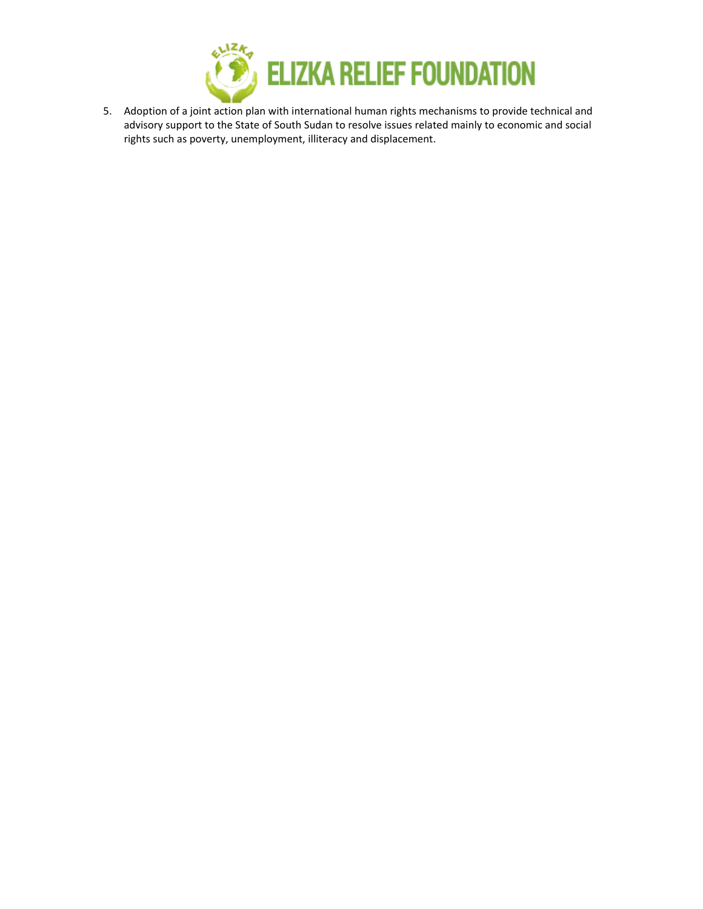5. Adoption of a joint action plan with international human rights mechanisms to provide technical and advisory support to the State of South Sudan to resolve issues related mainly to economic and social rights such as poverty, unemployment, illiteracy and displacement.